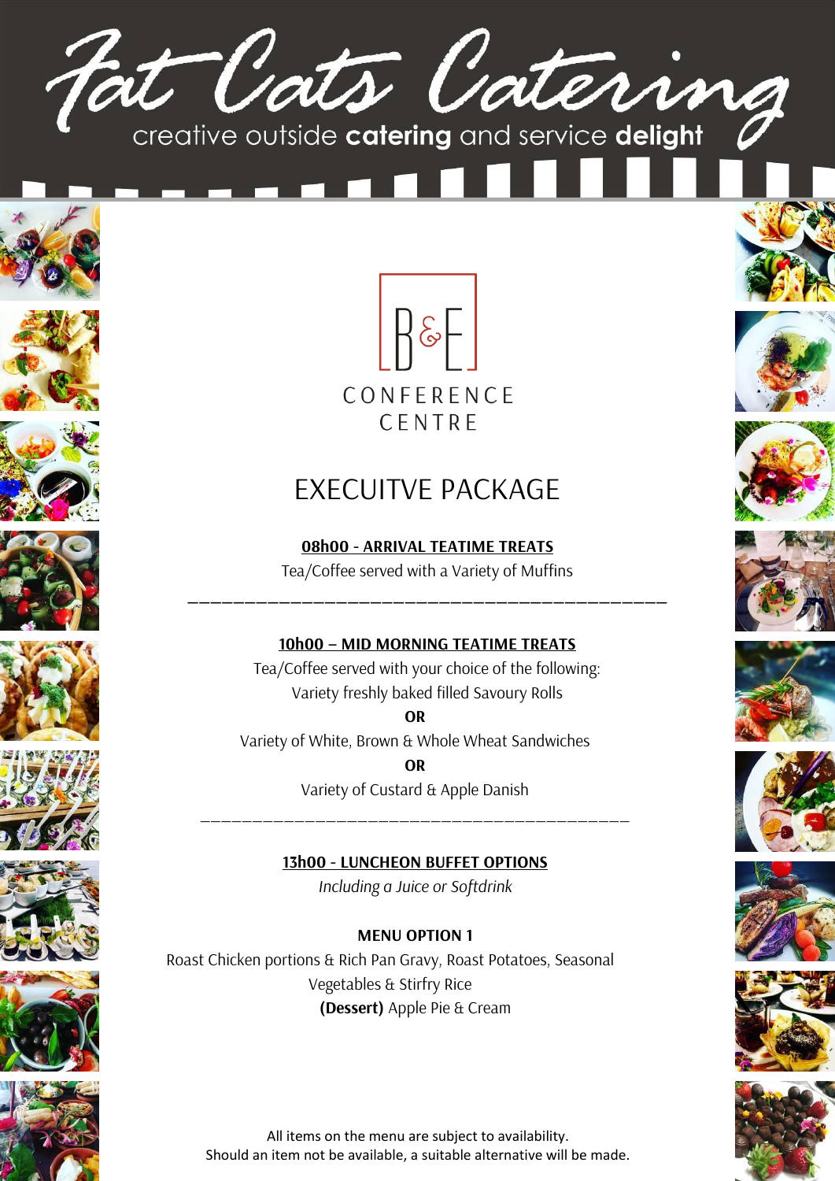# Fat Cats Catering

creative outside **catering** and service **delight**

B&E

CONFERENCE CENTRE

## EXECUITVE PACKAGE

**08h00 - ARRIVAL TEATIME TREATS**

Tea/Coffee served with a Variety of Muffins

---

**10h00 – MID MORNING TEATIME TREATS**

Tea/Coffee served with your choice of the following:

Variety freshly baked filled Savoury Rolls

**OR**

Variety of White, Brown & Whole Wheat Sandwiches

**OR**

Variety of Custard & Apple Danish

---

**13h00 - LUNCHEON BUFFET OPTIONS**

*Including a Juice or Softdrink*

**MENU OPTION 1**

Roast Chicken portions & Rich Pan Gravy, Roast Potatoes, Seasonal Vegetables & Stirfry Rice

**(Dessert)** Apple Pie & Cream

All items on the menu are subject to availability.
Should an item not be available, a suitable alternative will be made.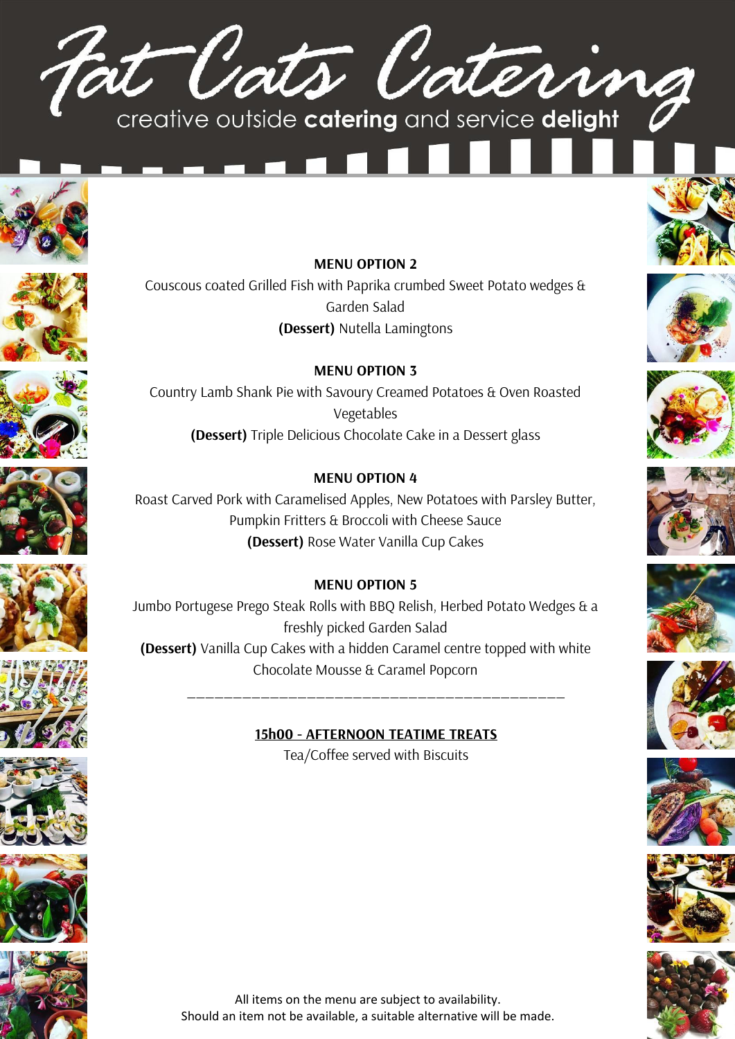# Fat Cats Catering

creative outside **catering** and service **delight**

**MENU OPTION 2**

Couscous coated Grilled Fish with Paprika crumbed Sweet Potato wedges & Garden Salad

**(Dessert)** Nutella Lamingtons

**MENU OPTION 3**

Country Lamb Shank Pie with Savoury Creamed Potatoes & Oven Roasted Vegetables

**(Dessert)** Triple Delicious Chocolate Cake in a Dessert glass

**MENU OPTION 4**

Roast Carved Pork with Caramelised Apples, New Potatoes with Parsley Butter, Pumpkin Fritters & Broccoli with Cheese Sauce

**(Dessert)** Rose Water Vanilla Cup Cakes

**MENU OPTION 5**

Jumbo Portugese Prego Steak Rolls with BBQ Relish, Herbed Potato Wedges & a freshly picked Garden Salad

**(Dessert)** Vanilla Cup Cakes with a hidden Caramel centre topped with white Chocolate Mousse & Caramel Popcorn

---

**15h00 - AFTERNOON TEATIME TREATS**

Tea/Coffee served with Biscuits

All items on the menu are subject to availability.
Should an item not be available, a suitable alternative will be made.